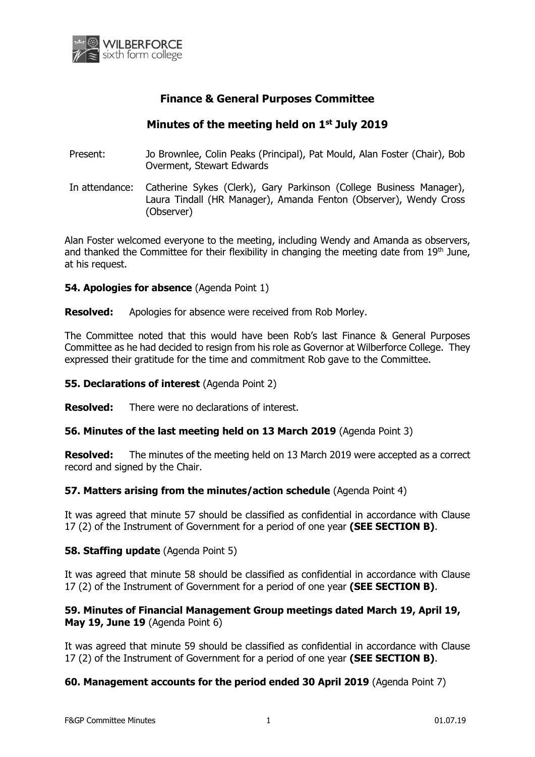# Finance & General Purposes Committee

## Minutes of the meeting held on 1st July 2019

| | |
|---|---|
| Present: | Jo Brownlee, Colin Peaks (Principal), Pat Mould, Alan Foster (Chair), Bob Overment, Stewart Edwards |
| In attendance: | Catherine Sykes (Clerk), Gary Parkinson (College Business Manager), Laura Tindall (HR Manager), Amanda Fenton (Observer), Wendy Cross (Observer) |

Alan Foster welcomed everyone to the meeting, including Wendy and Amanda as observers, and thanked the Committee for their flexibility in changing the meeting date from 19th June, at his request.

**54. Apologies for absence** (Agenda Point 1)

**Resolved:** Apologies for absence were received from Rob Morley.

The Committee noted that this would have been Rob's last Finance & General Purposes Committee as he had decided to resign from his role as Governor at Wilberforce College. They expressed their gratitude for the time and commitment Rob gave to the Committee.

**55. Declarations of interest** (Agenda Point 2)

**Resolved:** There were no declarations of interest.

**56. Minutes of the last meeting held on 13 March 2019** (Agenda Point 3)

**Resolved:** The minutes of the meeting held on 13 March 2019 were accepted as a correct record and signed by the Chair.

**57. Matters arising from the minutes/action schedule** (Agenda Point 4)

It was agreed that minute 57 should be classified as confidential in accordance with Clause 17 (2) of the Instrument of Government for a period of one year **(SEE SECTION B)**.

**58. Staffing update** (Agenda Point 5)

It was agreed that minute 58 should be classified as confidential in accordance with Clause 17 (2) of the Instrument of Government for a period of one year **(SEE SECTION B)**.

**59. Minutes of Financial Management Group meetings dated March 19, April 19, May 19, June 19** (Agenda Point 6)

It was agreed that minute 59 should be classified as confidential in accordance with Clause 17 (2) of the Instrument of Government for a period of one year **(SEE SECTION B)**.

**60. Management accounts for the period ended 30 April 2019** (Agenda Point 7)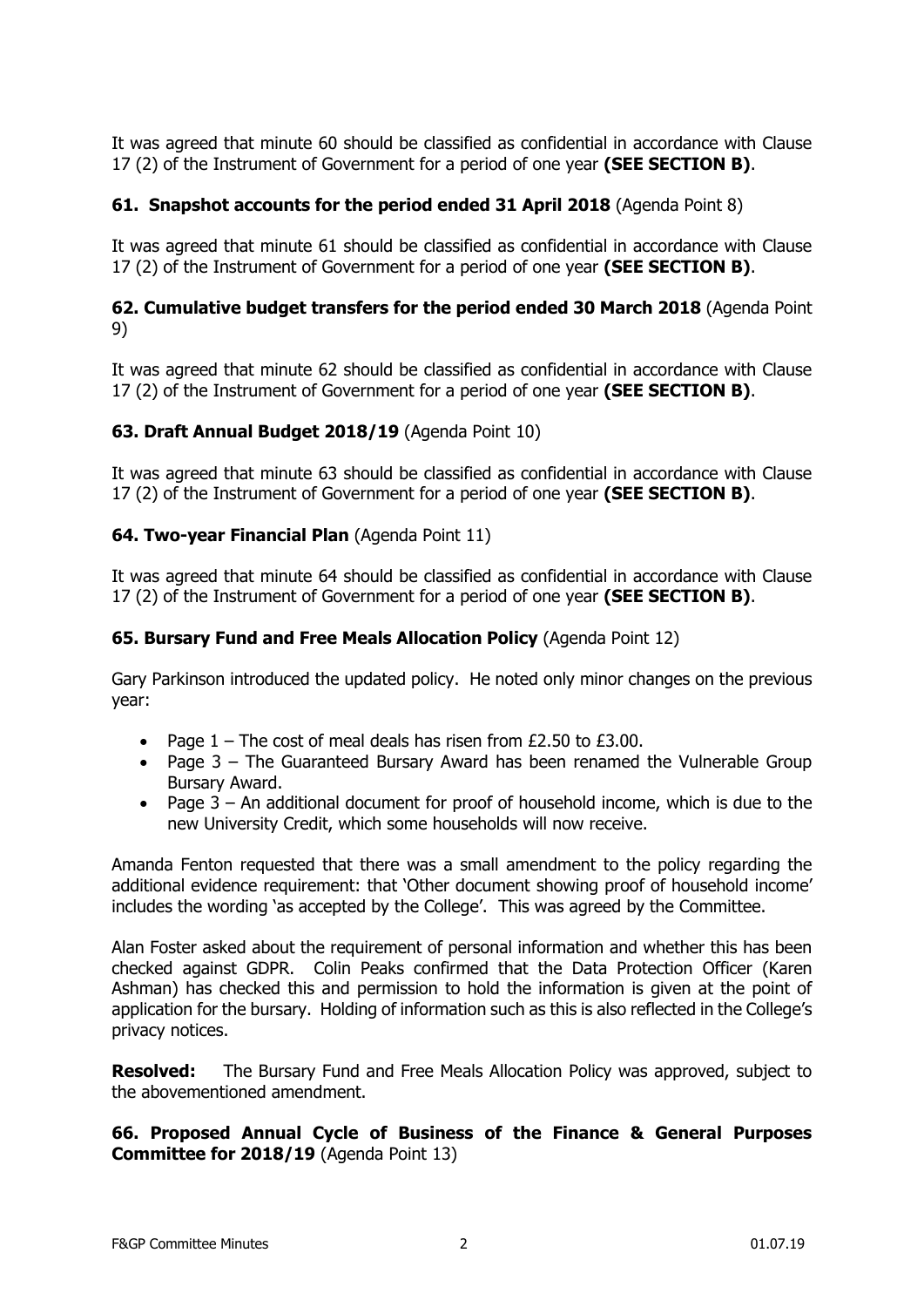It was agreed that minute 60 should be classified as confidential in accordance with Clause 17 (2) of the Instrument of Government for a period of one year **(SEE SECTION B)**.

### 61. Snapshot accounts for the period ended 31 April 2018 (Agenda Point 8)

It was agreed that minute 61 should be classified as confidential in accordance with Clause 17 (2) of the Instrument of Government for a period of one year **(SEE SECTION B)**.

### 62. Cumulative budget transfers for the period ended 30 March 2018 (Agenda Point 9)

It was agreed that minute 62 should be classified as confidential in accordance with Clause 17 (2) of the Instrument of Government for a period of one year **(SEE SECTION B)**.

### 63. Draft Annual Budget 2018/19 (Agenda Point 10)

It was agreed that minute 63 should be classified as confidential in accordance with Clause 17 (2) of the Instrument of Government for a period of one year **(SEE SECTION B)**.

### 64. Two-year Financial Plan (Agenda Point 11)

It was agreed that minute 64 should be classified as confidential in accordance with Clause 17 (2) of the Instrument of Government for a period of one year **(SEE SECTION B)**.

### 65. Bursary Fund and Free Meals Allocation Policy (Agenda Point 12)

Gary Parkinson introduced the updated policy. He noted only minor changes on the previous year:

- Page 1 – The cost of meal deals has risen from £2.50 to £3.00.
- Page 3 – The Guaranteed Bursary Award has been renamed the Vulnerable Group Bursary Award.
- Page 3 – An additional document for proof of household income, which is due to the new University Credit, which some households will now receive.

Amanda Fenton requested that there was a small amendment to the policy regarding the additional evidence requirement: that 'Other document showing proof of household income' includes the wording 'as accepted by the College'. This was agreed by the Committee.

Alan Foster asked about the requirement of personal information and whether this has been checked against GDPR. Colin Peaks confirmed that the Data Protection Officer (Karen Ashman) has checked this and permission to hold the information is given at the point of application for the bursary. Holding of information such as this is also reflected in the College's privacy notices.

**Resolved:** The Bursary Fund and Free Meals Allocation Policy was approved, subject to the abovementioned amendment.

### 66. Proposed Annual Cycle of Business of the Finance & General Purposes Committee for 2018/19 (Agenda Point 13)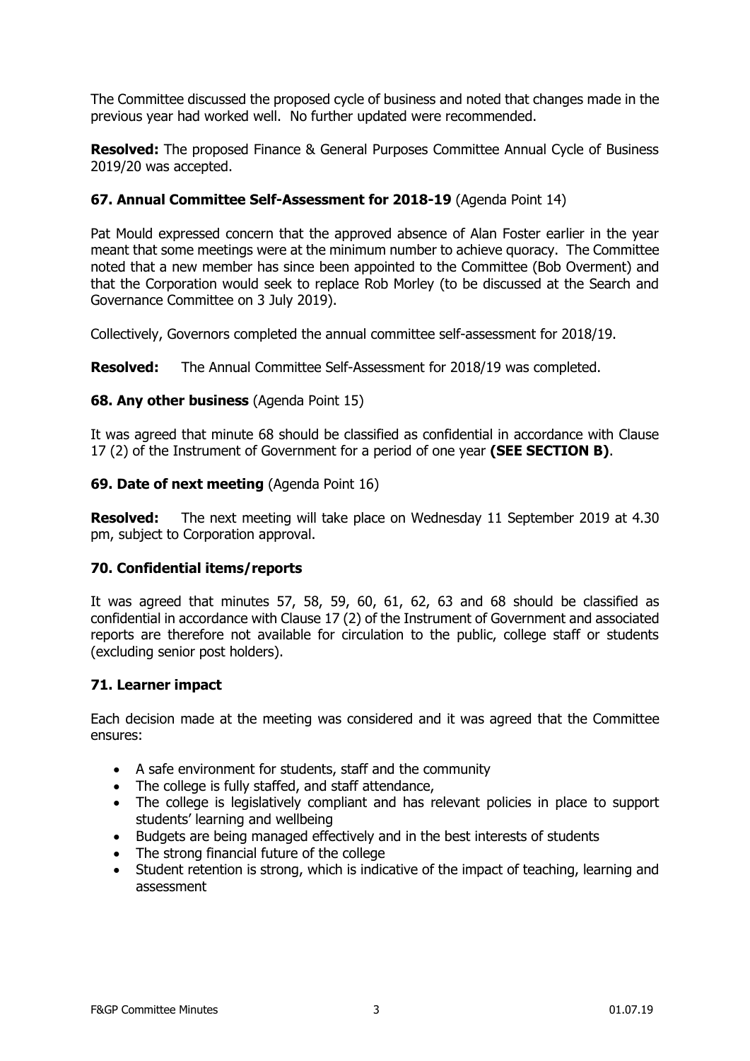The Committee discussed the proposed cycle of business and noted that changes made in the previous year had worked well. No further updated were recommended.

**Resolved:** The proposed Finance & General Purposes Committee Annual Cycle of Business 2019/20 was accepted.

### 67. Annual Committee Self-Assessment for 2018-19 (Agenda Point 14)

Pat Mould expressed concern that the approved absence of Alan Foster earlier in the year meant that some meetings were at the minimum number to achieve quoracy. The Committee noted that a new member has since been appointed to the Committee (Bob Overment) and that the Corporation would seek to replace Rob Morley (to be discussed at the Search and Governance Committee on 3 July 2019).

Collectively, Governors completed the annual committee self-assessment for 2018/19.

**Resolved:** The Annual Committee Self-Assessment for 2018/19 was completed.

### 68. Any other business (Agenda Point 15)

It was agreed that minute 68 should be classified as confidential in accordance with Clause 17 (2) of the Instrument of Government for a period of one year **(SEE SECTION B)**.

### 69. Date of next meeting (Agenda Point 16)

**Resolved:** The next meeting will take place on Wednesday 11 September 2019 at 4.30 pm, subject to Corporation approval.

### 70. Confidential items/reports

It was agreed that minutes 57, 58, 59, 60, 61, 62, 63 and 68 should be classified as confidential in accordance with Clause 17 (2) of the Instrument of Government and associated reports are therefore not available for circulation to the public, college staff or students (excluding senior post holders).

### 71. Learner impact

Each decision made at the meeting was considered and it was agreed that the Committee ensures:

- A safe environment for students, staff and the community
- The college is fully staffed, and staff attendance,
- The college is legislatively compliant and has relevant policies in place to support students' learning and wellbeing
- Budgets are being managed effectively and in the best interests of students
- The strong financial future of the college
- Student retention is strong, which is indicative of the impact of teaching, learning and assessment